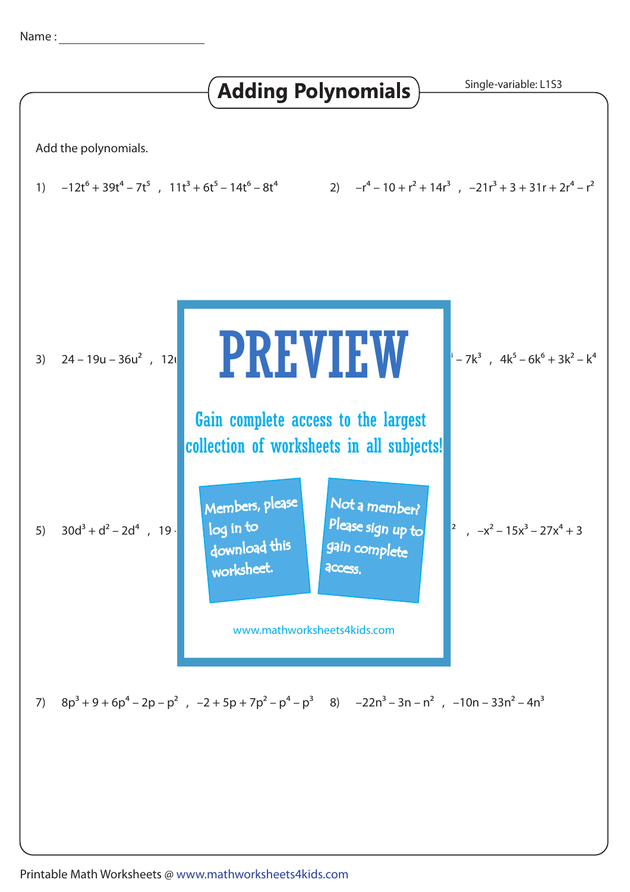Name :

# Adding Polynomials

Single-variable: L1S3

Add the polynomials.

1) $-12t^6 + 39t^4 - 7t^5$ , $11t^3 + 6t^5 - 14t^6 - 8t^4$

2) $-r^4 - 10 + r^2 + 14r^3$ , $-21r^3 + 3 + 31r + 2r^4 - r^2$

3) $24 - 19u - 36u^2$ , 12

$- 7k^3$ , $4k^5 - 6k^6 + 3k^2 - k^4$

PREVIEW

Gain complete access to the largest collection of worksheets in all subjects!

Members, please log in to download this worksheet.

Not a member? Please sign up to gain complete access.

www.mathworksheets4kids.com

5) $30d^3 + d^2 - 2d^4$ , 19

, $-x^2 - 15x^3 - 27x^4 + 3$

7) $8p^3 + 9 + 6p^4 - 2p - p^2$ , $-2 + 5p + 7p^2 - p^4 - p^3$

8) $-22n^3 - 3n - n^2$ , $-10n - 33n^2 - 4n^3$

Printable Math Worksheets @ www.mathworksheets4kids.com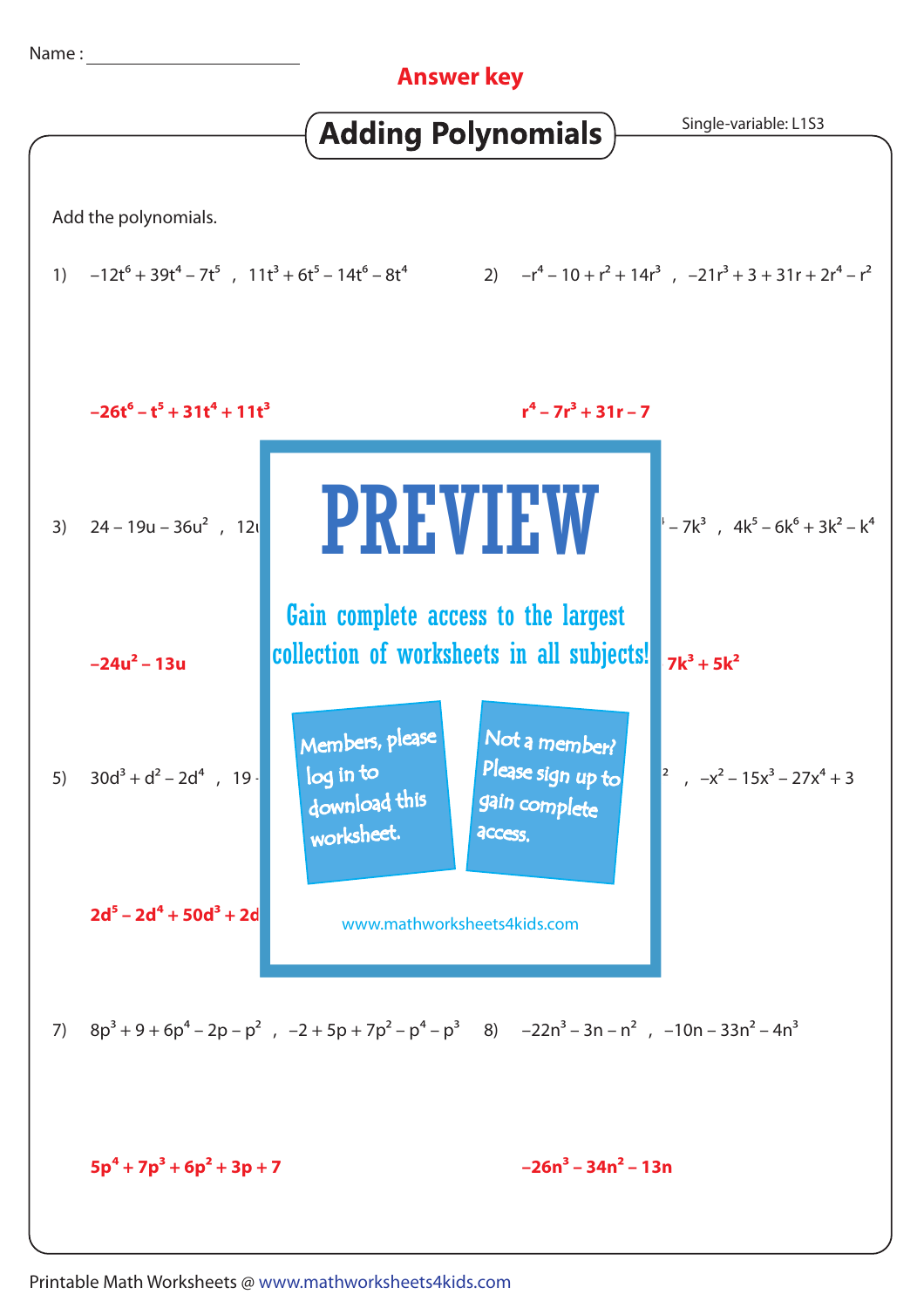Name : ______________________

**Answer key**

# Adding Polynomials

Single-variable: L1S3

Add the polynomials.

1) $-12t^6 + 39t^4 - 7t^5$ , $11t^3 + 6t^5 - 14t^6 - 8t^4$

**$-26t^6 - t^5 + 31t^4 + 11t^3$**

2) $-r^4 - 10 + r^2 + 14r^3$ , $-21r^3 + 3 + 31r + 2r^4 - r^2$

**$r^4 - 7r^3 + 31r - 7$**

3) $24 - 19u - 36u^2$ , $12$

**$-24u^2 - 13u$**

4) $- 7k^3$ , $4k^5 - 6k^6 + 3k^2 - k^4$

**$7k^3 + 5k^2$**

PREVIEW

Gain complete access to the largest collection of worksheets in all subjects!

Members, please log in to download this worksheet.

Not a member? Please sign up to gain complete access.

www.mathworksheets4kids.com

5) $30d^3 + d^2 - 2d^4$ , $19$

**$2d^5 - 2d^4 + 50d^3 + 2d$**

6) $^2$ , $-x^2 - 15x^3 - 27x^4 + 3$

7) $8p^3 + 9 + 6p^4 - 2p - p^2$ , $-2 + 5p + 7p^2 - p^4 - p^3$

**$5p^4 + 7p^3 + 6p^2 + 3p + 7$**

8) $-22n^3 - 3n - n^2$ , $-10n - 33n^2 - 4n^3$

**$-26n^3 - 34n^2 - 13n$**

Printable Math Worksheets @ www.mathworksheets4kids.com